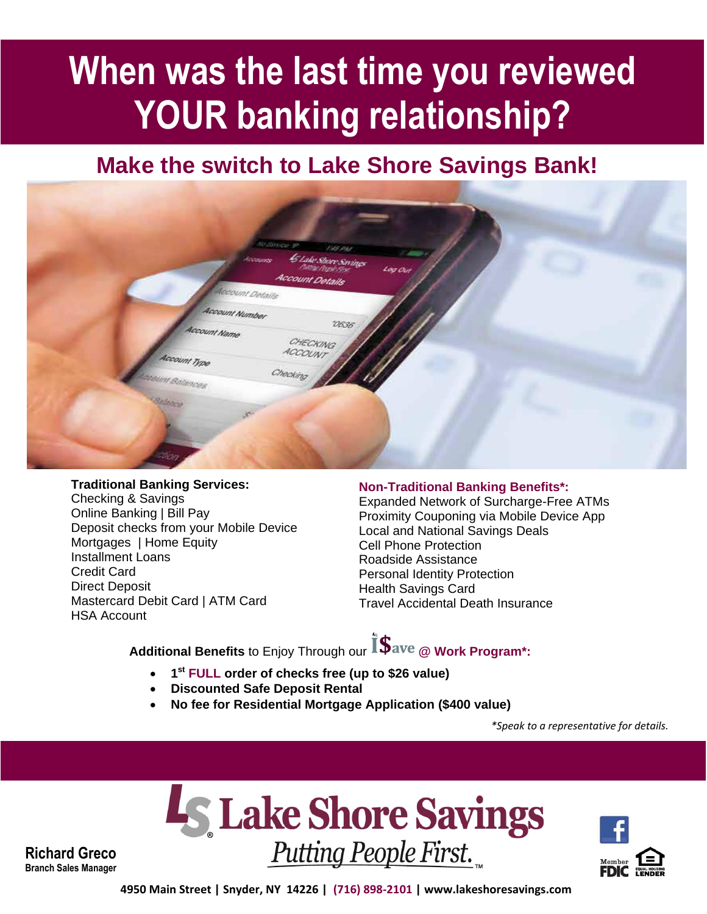# When was the last time you reviewed YOUR banking relationship?

## Make the switch to Lake Shore Savings Bank!

**Traditional Banking Services:**

Checking & Savings
Online Banking | Bill Pay
Deposit checks from your Mobile Device
Mortgages | Home Equity
Installment Loans
Credit Card
Direct Deposit
Mastercard Debit Card | ATM Card
HSA Account

**Non-Traditional Banking Benefits*:**

Expanded Network of Surcharge-Free ATMs
Proximity Couponing via Mobile Device App
Local and National Savings Deals
Cell Phone Protection
Roadside Assistance
Personal Identity Protection
Health Savings Card
Travel Accidental Death Insurance

**Additional Benefits** to Enjoy Through our i$ave **@ Work Program*:**

- **1st FULL order of checks free (up to $26 value)**
- **Discounted Safe Deposit Rental**
- **No fee for Residential Mortgage Application ($400 value)**

*\*Speak to a representative for details.*

**Lake Shore Savings**

*Putting People First.*™

**Richard Greco**
**Branch Sales Manager**

Member FDIC | Equal Housing Lender

**4950 Main Street | Snyder, NY 14226 | (716) 898-2101 | www.lakeshoresavings.com**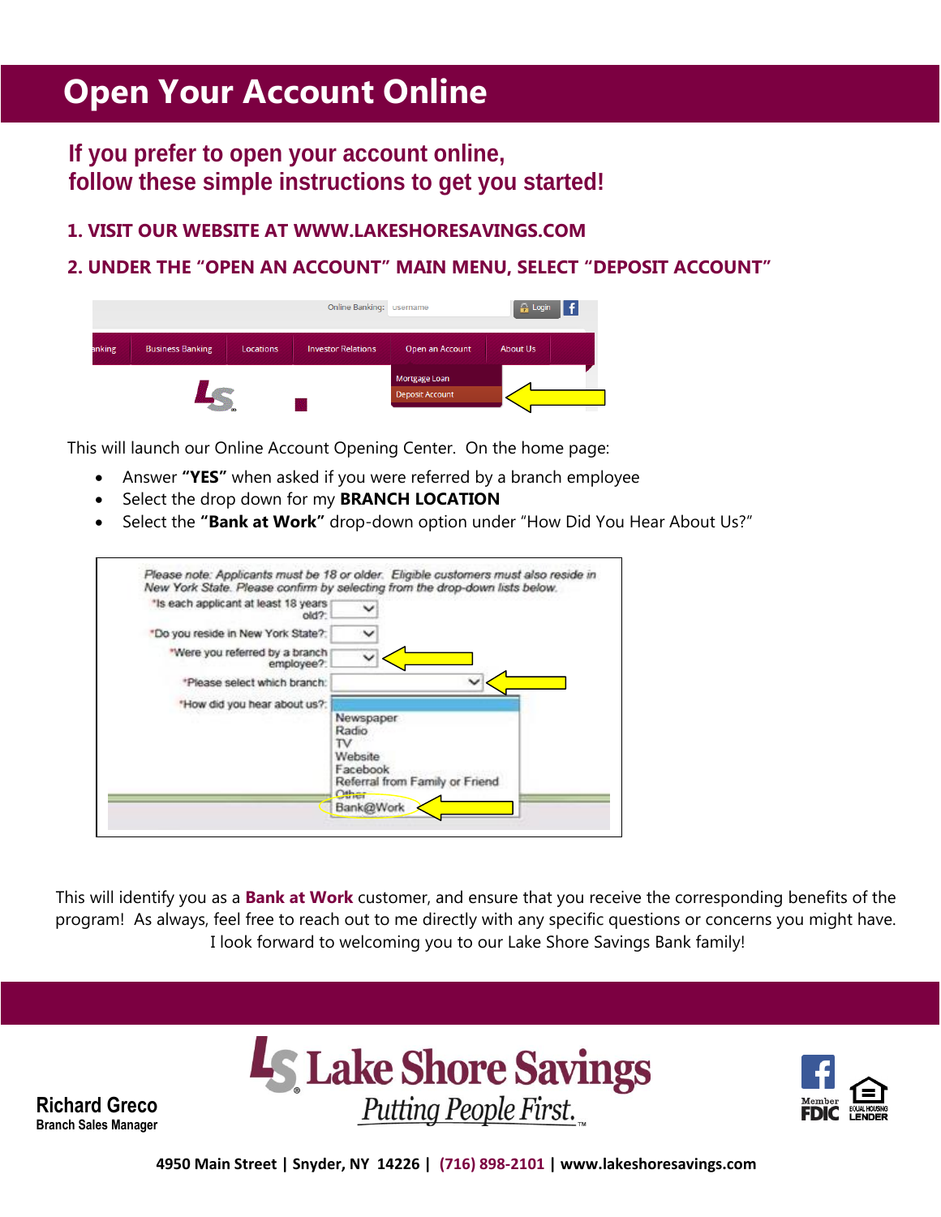# Open Your Account Online

## If you prefer to open your account online, follow these simple instructions to get you started!

### 1. VISIT OUR WEBSITE AT WWW.LAKESHORESAVINGS.COM

### 2. UNDER THE "OPEN AN ACCOUNT" MAIN MENU, SELECT "DEPOSIT ACCOUNT"

Online Banking: username Login

anking | Business Banking | Locations | Investor Relations | Open an Account | About Us

Mortgage Loan
Deposit Account

This will launch our Online Account Opening Center. On the home page:

- Answer **"YES"** when asked if you were referred by a branch employee
- Select the drop down for my **BRANCH LOCATION**
- Select the **"Bank at Work"** drop-down option under "How Did You Hear About Us?"

*Please note: Applicants must be 18 or older. Eligible customers must also reside in New York State. Please confirm by selecting from the drop-down lists below.*

*Is each applicant at least 18 years old?:
*Do you reside in New York State?:
*Were you referred by a branch employee?:
*Please select which branch:
*How did you hear about us?:

Newspaper
Radio
TV
Website
Facebook
Referral from Family or Friend
Other
Bank@Work

This will identify you as a **Bank at Work** customer, and ensure that you receive the corresponding benefits of the program! As always, feel free to reach out to me directly with any specific questions or concerns you might have. I look forward to welcoming you to our Lake Shore Savings Bank family!

**Richard Greco**
**Branch Sales Manager**

Lake Shore Savings
*Putting People First.*™

Member FDIC | Equal Housing Lender

**4950 Main Street | Snyder, NY 14226 | (716) 898-2101 | www.lakeshoresavings.com**